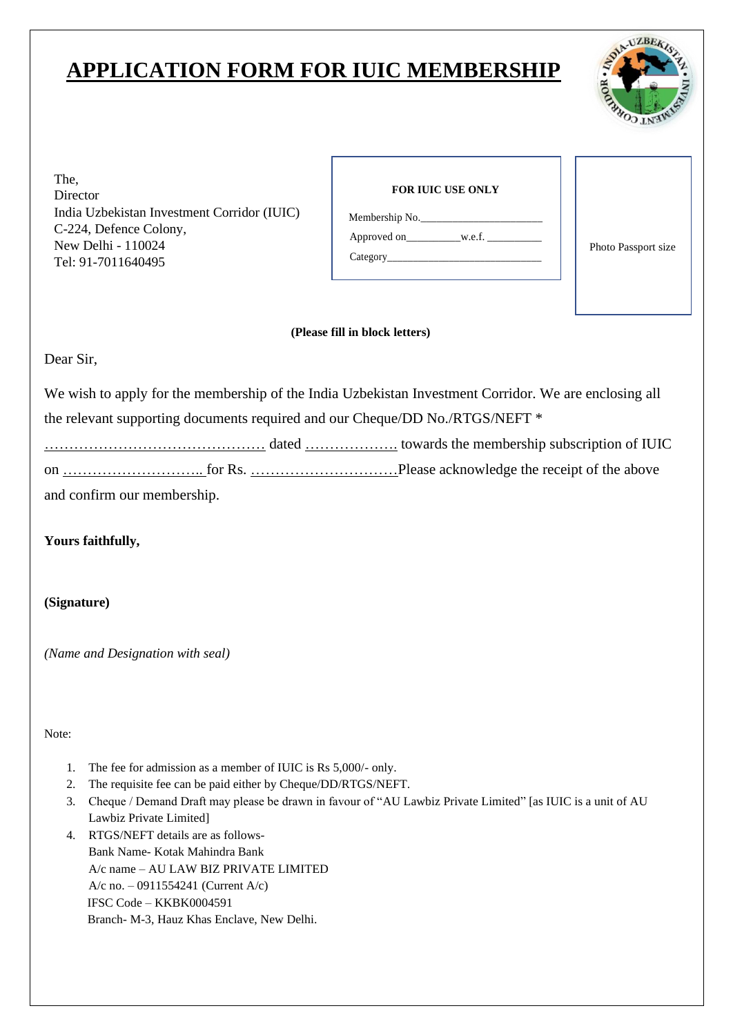# APPLICATION FORM FOR IUIC MEMBERSHIP

The,
Director
India Uzbekistan Investment Corridor (IUIC)
C-224, Defence Colony,
New Delhi - 110024
Tel: 91-7011640495

**FOR IUIC USE ONLY**

Membership No.______________________

Approved on_________w.e.f. __________

Category____________________________

Photo Passport size

**(Please fill in block letters)**

Dear Sir,

We wish to apply for the membership of the India Uzbekistan Investment Corridor. We are enclosing all the relevant supporting documents required and our Cheque/DD No./RTGS/NEFT * ……………………………………… dated ………………. towards the membership subscription of IUIC on ……………………….. for Rs. …………………………Please acknowledge the receipt of the above and confirm our membership.

**Yours faithfully,**

**(Signature)**

*(Name and Designation with seal)*

Note:

1. The fee for admission as a member of IUIC is Rs 5,000/- only.
2. The requisite fee can be paid either by Cheque/DD/RTGS/NEFT.
3. Cheque / Demand Draft may please be drawn in favour of "AU Lawbiz Private Limited" [as IUIC is a unit of AU Lawbiz Private Limited]
4. RTGS/NEFT details are as follows-
   Bank Name- Kotak Mahindra Bank
   A/c name – AU LAW BIZ PRIVATE LIMITED
   A/c no. – 0911554241 (Current A/c)
   IFSC Code – KKBK0004591
   Branch- M-3, Hauz Khas Enclave, New Delhi.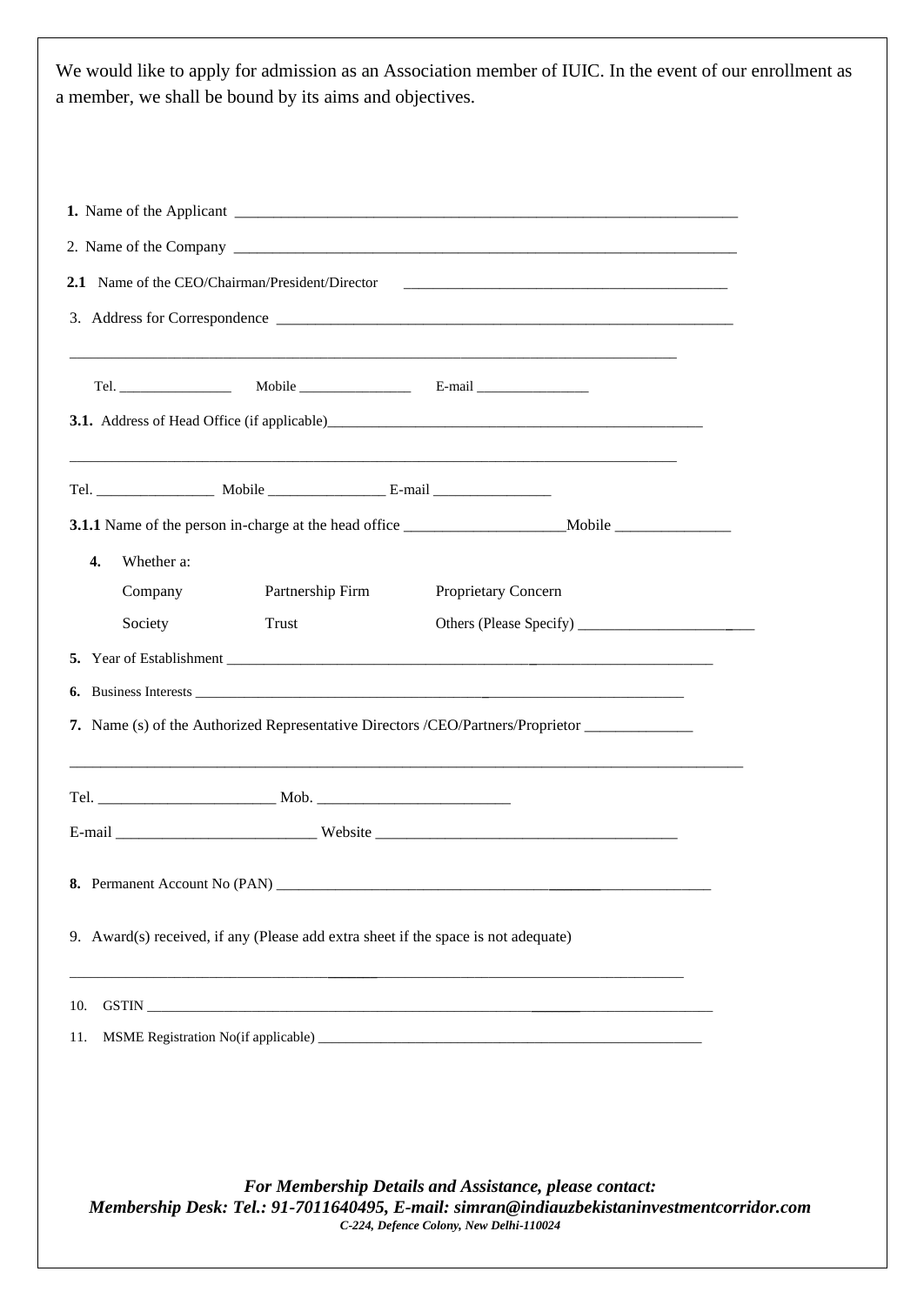We would like to apply for admission as an Association member of IUIC. In the event of our enrollment as a member, we shall be bound by its aims and objectives.

**1.** Name of the Applicant ____________________________________________________________________

2. Name of the Company ____________________________________________________________________

**2.1** Name of the CEO/Chairman/President/Director ___________________________________________

3. Address for Correspondence ____________________________________________________________

_________________________________________________________________________________

Tel. ________________ Mobile ________________ E-mail ________________

**3.1.** Address of Head Office (if applicable)_____________________________________________________

_________________________________________________________________________________

Tel. ________________ Mobile ________________ E-mail ________________

**3.1.1** Name of the person in-charge at the head office _____________________Mobile _______________

**4.** Whether a:

| | | |
|---|---|---|
| Company | Partnership Firm | Proprietary Concern |
| Society | Trust | Others (Please Specify) ________________________ |

**5.** Year of Establishment _________________________________________________________________

**6.** Business Interests ____________________________________________________________________

**7.** Name (s) of the Authorized Representative Directors /CEO/Partners/Proprietor ______________

_________________________________________________________________________________________

Tel. _______________________ Mob. _________________________

E-mail __________________________ Website ________________________________________

**8.** Permanent Account No (PAN) ________________________________________________________

9. Award(s) received, if any (Please add extra sheet if the space is not adequate)

_________________________________________________________________________________

10. GSTIN ___________________________________________________________________________

11. MSME Registration No(if applicable) ___________________________________________________

***For Membership Details and Assistance, please contact:***

***Membership Desk: Tel.: 91-7011640495, E-mail: simran@indiauzbekistaninvestmentcorridor.com***

***C-224, Defence Colony, New Delhi-110024***